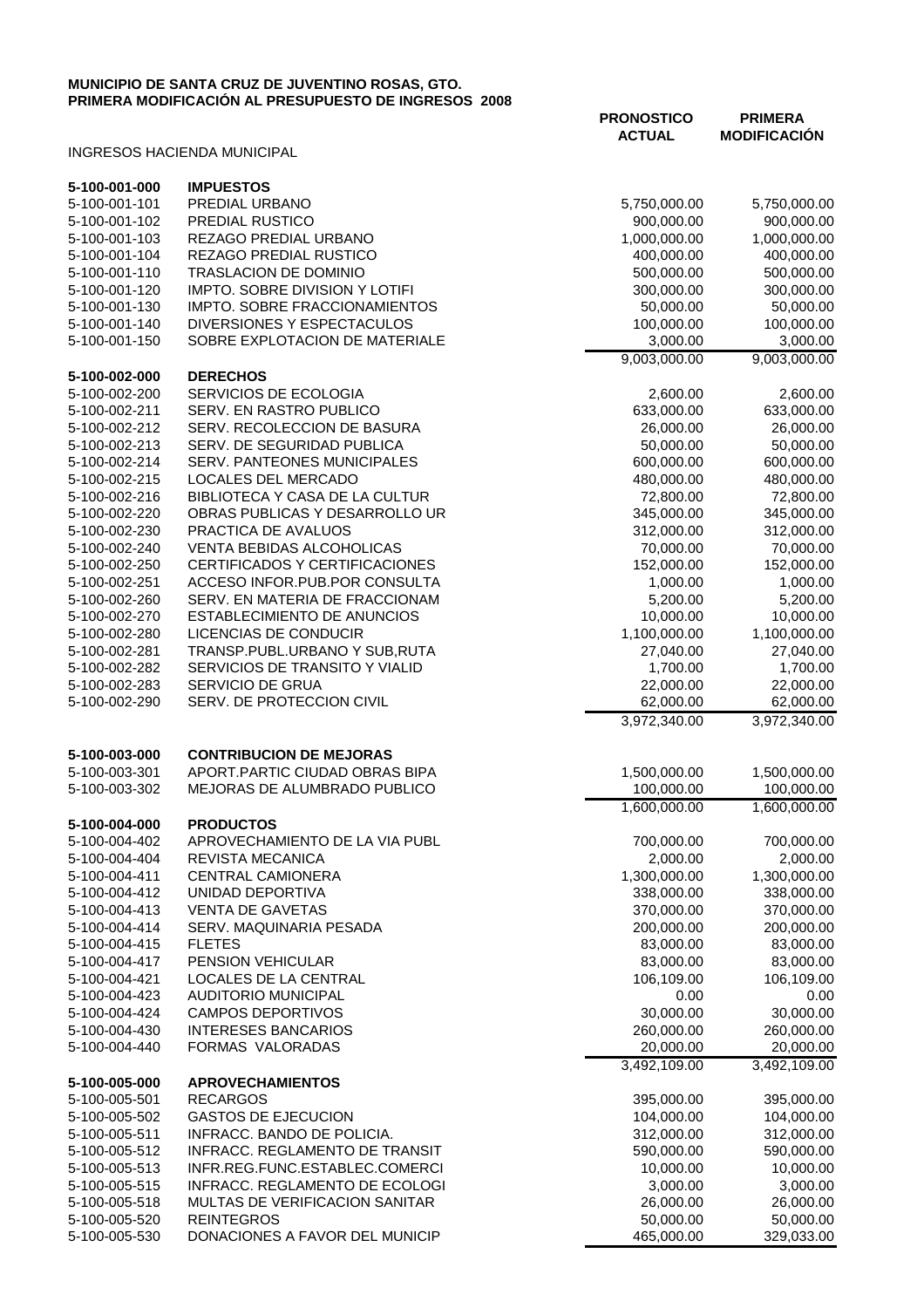**MUNICIPIO DE SANTA CRUZ DE JUVENTINO ROSAS, GTO.**
**PRIMERA MODIFICACIÓN AL PRESUPUESTO DE INGRESOS 2008**

INGRESOS HACIENDA MUNICIPAL

| | | PRONOSTICO ACTUAL | PRIMERA MODIFICACIÓN |
|---|---|---|---|
| **5-100-001-000** | **IMPUESTOS** | | |
| 5-100-001-101 | PREDIAL URBANO | 5,750,000.00 | 5,750,000.00 |
| 5-100-001-102 | PREDIAL RUSTICO | 900,000.00 | 900,000.00 |
| 5-100-001-103 | REZAGO PREDIAL URBANO | 1,000,000.00 | 1,000,000.00 |
| 5-100-001-104 | REZAGO PREDIAL RUSTICO | 400,000.00 | 400,000.00 |
| 5-100-001-110 | TRASLACION DE DOMINIO | 500,000.00 | 500,000.00 |
| 5-100-001-120 | IMPTO. SOBRE DIVISION Y LOTIFI | 300,000.00 | 300,000.00 |
| 5-100-001-130 | IMPTO. SOBRE FRACCIONAMIENTOS | 50,000.00 | 50,000.00 |
| 5-100-001-140 | DIVERSIONES Y ESPECTACULOS | 100,000.00 | 100,000.00 |
| 5-100-001-150 | SOBRE EXPLOTACION DE MATERIALE | 3,000.00 | 3,000.00 |
| | | 9,003,000.00 | 9,003,000.00 |
| **5-100-002-000** | **DERECHOS** | | |
| 5-100-002-200 | SERVICIOS DE ECOLOGIA | 2,600.00 | 2,600.00 |
| 5-100-002-211 | SERV. EN RASTRO PUBLICO | 633,000.00 | 633,000.00 |
| 5-100-002-212 | SERV. RECOLECCION DE BASURA | 26,000.00 | 26,000.00 |
| 5-100-002-213 | SERV. DE SEGURIDAD PUBLICA | 50,000.00 | 50,000.00 |
| 5-100-002-214 | SERV. PANTEONES MUNICIPALES | 600,000.00 | 600,000.00 |
| 5-100-002-215 | LOCALES DEL MERCADO | 480,000.00 | 480,000.00 |
| 5-100-002-216 | BIBLIOTECA Y CASA DE LA CULTUR | 72,800.00 | 72,800.00 |
| 5-100-002-220 | OBRAS PUBLICAS Y DESARROLLO UR | 345,000.00 | 345,000.00 |
| 5-100-002-230 | PRACTICA DE AVALUOS | 312,000.00 | 312,000.00 |
| 5-100-002-240 | VENTA BEBIDAS ALCOHOLICAS | 70,000.00 | 70,000.00 |
| 5-100-002-250 | CERTIFICADOS Y CERTIFICACIONES | 152,000.00 | 152,000.00 |
| 5-100-002-251 | ACCESO INFOR.PUB.POR CONSULTA | 1,000.00 | 1,000.00 |
| 5-100-002-260 | SERV. EN MATERIA DE FRACCIONAM | 5,200.00 | 5,200.00 |
| 5-100-002-270 | ESTABLECIMIENTO DE ANUNCIOS | 10,000.00 | 10,000.00 |
| 5-100-002-280 | LICENCIAS DE CONDUCIR | 1,100,000.00 | 1,100,000.00 |
| 5-100-002-281 | TRANSP.PUBL.URBANO Y SUB,RUTA | 27,040.00 | 27,040.00 |
| 5-100-002-282 | SERVICIOS DE TRANSITO Y VIALID | 1,700.00 | 1,700.00 |
| 5-100-002-283 | SERVICIO DE GRUA | 22,000.00 | 22,000.00 |
| 5-100-002-290 | SERV. DE PROTECCION CIVIL | 62,000.00 | 62,000.00 |
| | | 3,972,340.00 | 3,972,340.00 |
| **5-100-003-000** | **CONTRIBUCION DE MEJORAS** | | |
| 5-100-003-301 | APORT.PARTIC CIUDAD OBRAS BIPA | 1,500,000.00 | 1,500,000.00 |
| 5-100-003-302 | MEJORAS DE ALUMBRADO PUBLICO | 100,000.00 | 100,000.00 |
| | | 1,600,000.00 | 1,600,000.00 |
| **5-100-004-000** | **PRODUCTOS** | | |
| 5-100-004-402 | APROVECHAMIENTO DE LA VIA PUBL | 700,000.00 | 700,000.00 |
| 5-100-004-404 | REVISTA MECANICA | 2,000.00 | 2,000.00 |
| 5-100-004-411 | CENTRAL CAMIONERA | 1,300,000.00 | 1,300,000.00 |
| 5-100-004-412 | UNIDAD DEPORTIVA | 338,000.00 | 338,000.00 |
| 5-100-004-413 | VENTA DE GAVETAS | 370,000.00 | 370,000.00 |
| 5-100-004-414 | SERV. MAQUINARIA PESADA | 200,000.00 | 200,000.00 |
| 5-100-004-415 | FLETES | 83,000.00 | 83,000.00 |
| 5-100-004-417 | PENSION VEHICULAR | 83,000.00 | 83,000.00 |
| 5-100-004-421 | LOCALES DE LA CENTRAL | 106,109.00 | 106,109.00 |
| 5-100-004-423 | AUDITORIO MUNICIPAL | 0.00 | 0.00 |
| 5-100-004-424 | CAMPOS DEPORTIVOS | 30,000.00 | 30,000.00 |
| 5-100-004-430 | INTERESES BANCARIOS | 260,000.00 | 260,000.00 |
| 5-100-004-440 | FORMAS VALORADAS | 20,000.00 | 20,000.00 |
| | | 3,492,109.00 | 3,492,109.00 |
| **5-100-005-000** | **APROVECHAMIENTOS** | | |
| 5-100-005-501 | RECARGOS | 395,000.00 | 395,000.00 |
| 5-100-005-502 | GASTOS DE EJECUCION | 104,000.00 | 104,000.00 |
| 5-100-005-511 | INFRACC. BANDO DE POLICIA. | 312,000.00 | 312,000.00 |
| 5-100-005-512 | INFRACC. REGLAMENTO DE TRANSIT | 590,000.00 | 590,000.00 |
| 5-100-005-513 | INFR.REG.FUNC.ESTABLEC.COMERCI | 10,000.00 | 10,000.00 |
| 5-100-005-515 | INFRACC. REGLAMENTO DE ECOLOGI | 3,000.00 | 3,000.00 |
| 5-100-005-518 | MULTAS DE VERIFICACION SANITAR | 26,000.00 | 26,000.00 |
| 5-100-005-520 | REINTEGROS | 50,000.00 | 50,000.00 |
| 5-100-005-530 | DONACIONES A FAVOR DEL MUNICIP | 465,000.00 | 329,033.00 |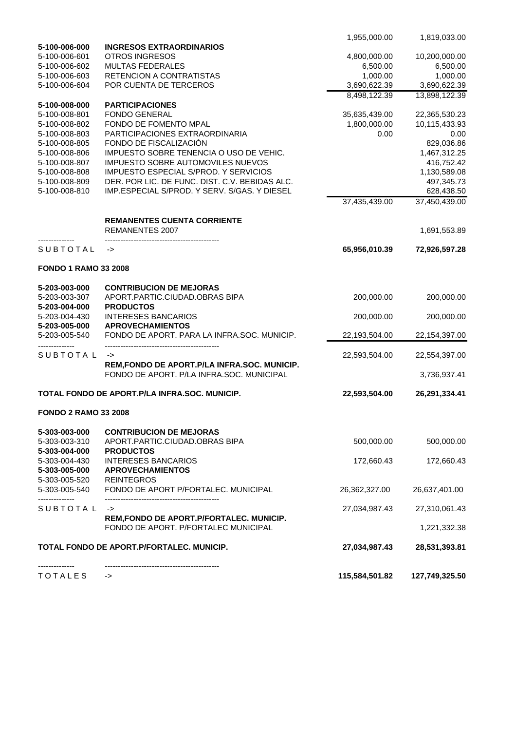| | | | |
|---|---|---|---|
| | | 1,955,000.00 | 1,819,033.00 |
| **5-100-006-000** | **INGRESOS EXTRAORDINARIOS** | | |
| 5-100-006-601 | OTROS INGRESOS | 4,800,000.00 | 10,200,000.00 |
| 5-100-006-602 | MULTAS FEDERALES | 6,500.00 | 6,500.00 |
| 5-100-006-603 | RETENCION A CONTRATISTAS | 1,000.00 | 1,000.00 |
| 5-100-006-604 | POR CUENTA DE TERCEROS | 3,690,622.39 | 3,690,622.39 |
| | | 8,498,122.39 | 13,898,122.39 |
| **5-100-008-000** | **PARTICIPACIONES** | | |
| 5-100-008-801 | FONDO GENERAL | 35,635,439.00 | 22,365,530.23 |
| 5-100-008-802 | FONDO DE FOMENTO MPAL | 1,800,000.00 | 10,115,433.93 |
| 5-100-008-803 | PARTICIPACIONES EXTRAORDINARIA | 0.00 | 0.00 |
| 5-100-008-805 | FONDO DE FISCALIZACIÓN | | 829,036.86 |
| 5-100-008-806 | IMPUESTO SOBRE TENENCIA O USO DE VEHIC. | | 1,467,312.25 |
| 5-100-008-807 | IMPUESTO SOBRE AUTOMOVILES NUEVOS | | 416,752.42 |
| 5-100-008-808 | IMPUESTO ESPECIAL S/PROD. Y SERVICIOS | | 1,130,589.08 |
| 5-100-008-809 | DER. POR LIC. DE FUNC. DIST. C.V. BEBIDAS ALC. | | 497,345.73 |
| 5-100-008-810 | IMP.ESPECIAL S/PROD. Y SERV. S/GAS. Y DIESEL | | 628,438.50 |
| | | 37,435,439.00 | 37,450,439.00 |
| | **REMANENTES CUENTA CORRIENTE** | | |
| | REMANENTES 2007 | | 1,691,553.89 |
| SUBTOTAL | -> | **65,956,010.39** | **72,926,597.28** |
| **FONDO 1 RAMO 33 2008** | | | |
| **5-203-003-000** | **CONTRIBUCION DE MEJORAS** | | |
| 5-203-003-307 | APORT.PARTIC.CIUDAD.OBRAS BIPA | 200,000.00 | 200,000.00 |
| **5-203-004-000** | **PRODUCTOS** | | |
| 5-203-004-430 | INTERESES BANCARIOS | 200,000.00 | 200,000.00 |
| **5-203-005-000** | **APROVECHAMIENTOS** | | |
| 5-203-005-540 | FONDO DE APORT. PARA LA INFRA.SOC. MUNICIP. | 22,193,504.00 | 22,154,397.00 |
| SUBTOTAL | -> | 22,593,504.00 | 22,554,397.00 |
| | **REM,FONDO DE APORT.P/LA INFRA.SOC. MUNICIP.** | | |
| | FONDO DE APORT. P/LA INFRA.SOC. MUNICIPAL | | 3,736,937.41 |
| **TOTAL FONDO DE APORT.P/LA INFRA.SOC. MUNICIP.** | | **22,593,504.00** | **26,291,334.41** |
| **FONDO 2 RAMO 33 2008** | | | |
| **5-303-003-000** | **CONTRIBUCION DE MEJORAS** | | |
| 5-303-003-310 | APORT.PARTIC.CIUDAD.OBRAS BIPA | 500,000.00 | 500,000.00 |
| **5-303-004-000** | **PRODUCTOS** | | |
| 5-303-004-430 | INTERESES BANCARIOS | 172,660.43 | 172,660.43 |
| **5-303-005-000** | **APROVECHAMIENTOS** | | |
| 5-303-005-520 | REINTEGROS | | |
| 5-303-005-540 | FONDO DE APORT P/FORTALEC. MUNICIPAL | 26,362,327.00 | 26,637,401.00 |
| SUBTOTAL | -> | 27,034,987.43 | 27,310,061.43 |
| | **REM,FONDO DE APORT.P/FORTALEC. MUNICIP.** | | |
| | FONDO DE APORT. P/FORTALEC MUNICIPAL | | 1,221,332.38 |
| **TOTAL FONDO DE APORT.P/FORTALEC. MUNICIP.** | | **27,034,987.43** | **28,531,393.81** |
| TOTALES | -> | **115,584,501.82** | **127,749,325.50** |